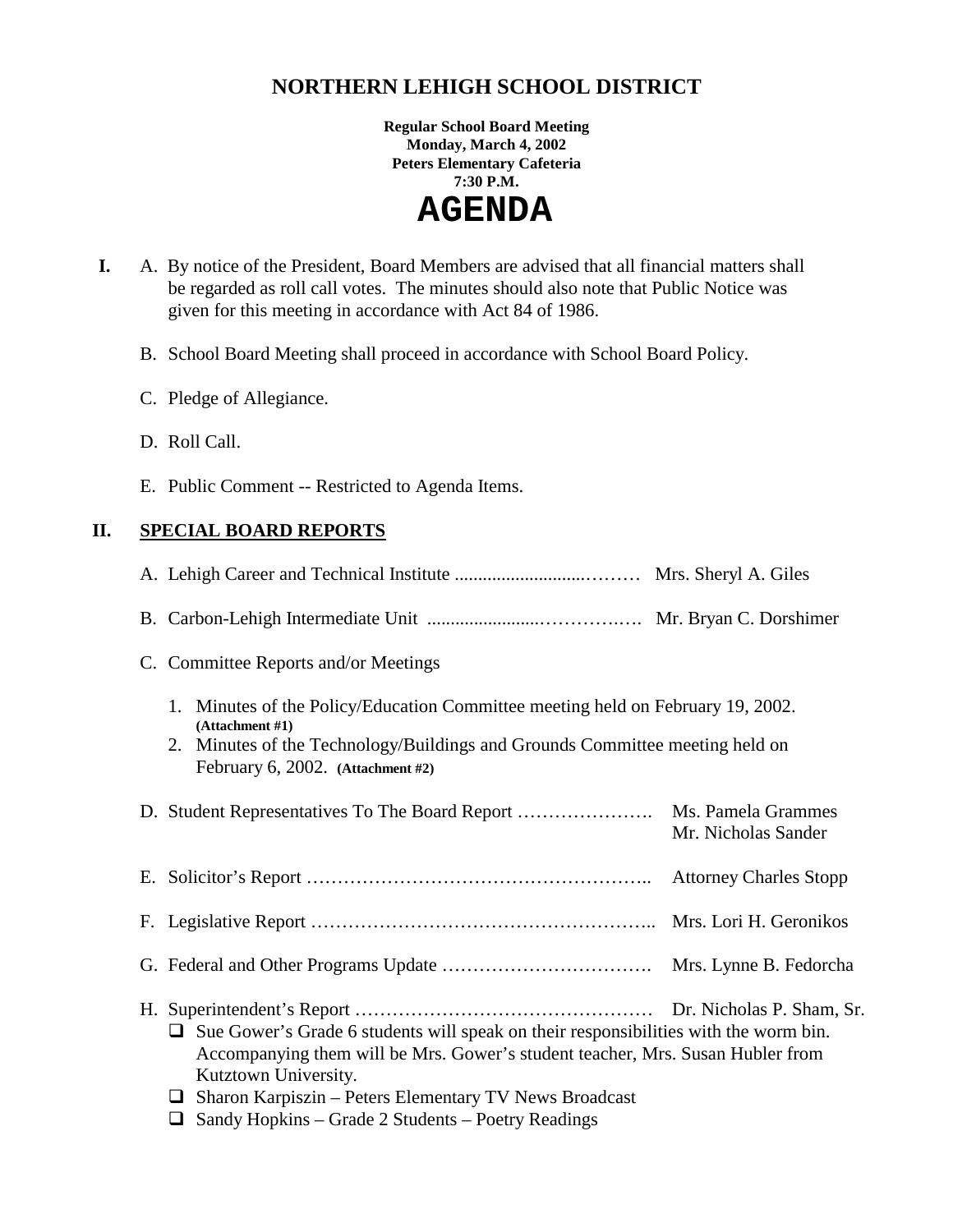# NORTHERN LEHIGH SCHOOL DISTRICT

**Regular School Board Meeting**
**Monday, March 4, 2002**
**Peters Elementary Cafeteria**
**7:30 P.M.**

# AGENDA

**I.** A. By notice of the President, Board Members are advised that all financial matters shall be regarded as roll call votes. The minutes should also note that Public Notice was given for this meeting in accordance with Act 84 of 1986.

B. School Board Meeting shall proceed in accordance with School Board Policy.

C. Pledge of Allegiance.

D. Roll Call.

E. Public Comment -- Restricted to Agenda Items.

## II. SPECIAL BOARD REPORTS

A. Lehigh Career and Technical Institute ..........................……… Mrs. Sheryl A. Giles

B. Carbon-Lehigh Intermediate Unit ......................…………. Mr. Bryan C. Dorshimer

C. Committee Reports and/or Meetings

1. Minutes of the Policy/Education Committee meeting held on February 19, 2002. **(Attachment #1)**
2. Minutes of the Technology/Buildings and Grounds Committee meeting held on February 6, 2002. **(Attachment #2)**

D. Student Representatives To The Board Report …………………. Ms. Pamela Grammes
Mr. Nicholas Sander

E. Solicitor's Report ……………………………………………….. Attorney Charles Stopp

F. Legislative Report ……………………………………………….. Mrs. Lori H. Geronikos

G. Federal and Other Programs Update ……………………………. Mrs. Lynne B. Fedorcha

H. Superintendent's Report ………………………………………… Dr. Nicholas P. Sham, Sr.

- Sue Gower's Grade 6 students will speak on their responsibilities with the worm bin. Accompanying them will be Mrs. Gower's student teacher, Mrs. Susan Hubler from Kutztown University.
- Sharon Karpiszin – Peters Elementary TV News Broadcast
- Sandy Hopkins – Grade 2 Students – Poetry Readings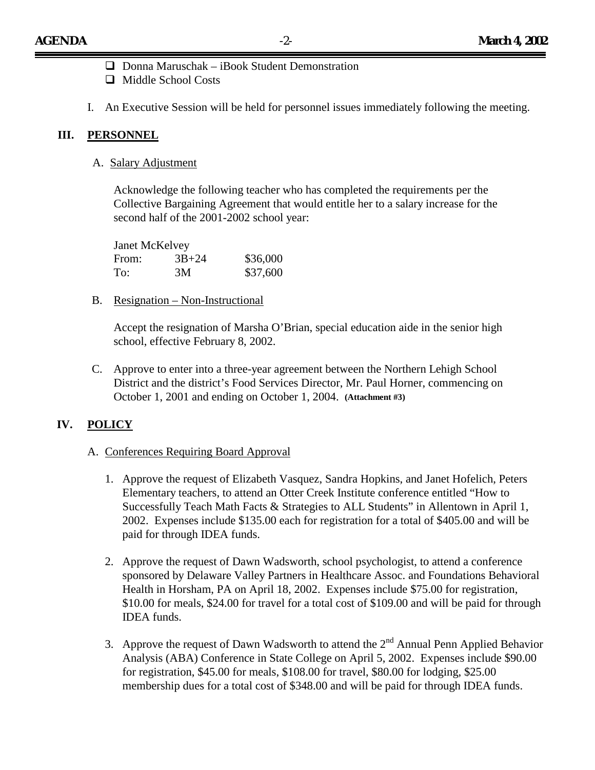- ❑ Donna Maruschak – iBook Student Demonstration
- ❑ Middle School Costs

I. An Executive Session will be held for personnel issues immediately following the meeting.

## III. PERSONNEL

A. Salary Adjustment

Acknowledge the following teacher who has completed the requirements per the Collective Bargaining Agreement that would entitle her to a salary increase for the second half of the 2001-2002 school year:

Janet McKelvey

| | | |
|---|---|---|
| From: | 3B+24 | \$36,000 |
| To: | 3M | \$37,600 |

B. Resignation – Non-Instructional

Accept the resignation of Marsha O'Brian, special education aide in the senior high school, effective February 8, 2002.

C. Approve to enter into a three-year agreement between the Northern Lehigh School District and the district's Food Services Director, Mr. Paul Horner, commencing on October 1, 2001 and ending on October 1, 2004. **(Attachment #3)**

## IV. POLICY

A. Conferences Requiring Board Approval

1. Approve the request of Elizabeth Vasquez, Sandra Hopkins, and Janet Hofelich, Peters Elementary teachers, to attend an Otter Creek Institute conference entitled "How to Successfully Teach Math Facts & Strategies to ALL Students" in Allentown in April 1, 2002. Expenses include \$135.00 each for registration for a total of \$405.00 and will be paid for through IDEA funds.

2. Approve the request of Dawn Wadsworth, school psychologist, to attend a conference sponsored by Delaware Valley Partners in Healthcare Assoc. and Foundations Behavioral Health in Horsham, PA on April 18, 2002. Expenses include \$75.00 for registration, \$10.00 for meals, \$24.00 for travel for a total cost of \$109.00 and will be paid for through IDEA funds.

3. Approve the request of Dawn Wadsworth to attend the 2nd Annual Penn Applied Behavior Analysis (ABA) Conference in State College on April 5, 2002. Expenses include \$90.00 for registration, \$45.00 for meals, \$108.00 for travel, \$80.00 for lodging, \$25.00 membership dues for a total cost of \$348.00 and will be paid for through IDEA funds.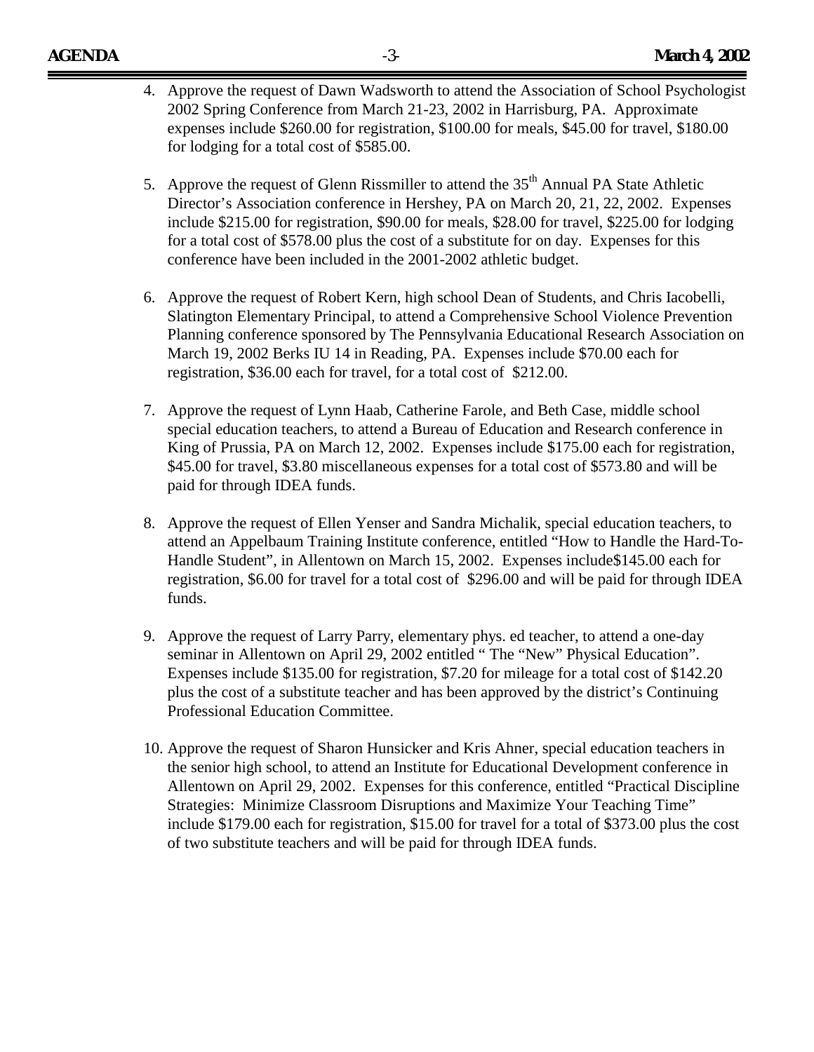4. Approve the request of Dawn Wadsworth to attend the Association of School Psychologist 2002 Spring Conference from March 21-23, 2002 in Harrisburg, PA. Approximate expenses include $260.00 for registration, $100.00 for meals, $45.00 for travel, $180.00 for lodging for a total cost of $585.00.

5. Approve the request of Glenn Rissmiller to attend the 35th Annual PA State Athletic Director's Association conference in Hershey, PA on March 20, 21, 22, 2002. Expenses include $215.00 for registration, $90.00 for meals, $28.00 for travel, $225.00 for lodging for a total cost of $578.00 plus the cost of a substitute for on day. Expenses for this conference have been included in the 2001-2002 athletic budget.

6. Approve the request of Robert Kern, high school Dean of Students, and Chris Iacobelli, Slatington Elementary Principal, to attend a Comprehensive School Violence Prevention Planning conference sponsored by The Pennsylvania Educational Research Association on March 19, 2002 Berks IU 14 in Reading, PA. Expenses include $70.00 each for registration, $36.00 each for travel, for a total cost of $212.00.

7. Approve the request of Lynn Haab, Catherine Farole, and Beth Case, middle school special education teachers, to attend a Bureau of Education and Research conference in King of Prussia, PA on March 12, 2002. Expenses include $175.00 each for registration, $45.00 for travel, $3.80 miscellaneous expenses for a total cost of $573.80 and will be paid for through IDEA funds.

8. Approve the request of Ellen Yenser and Sandra Michalik, special education teachers, to attend an Appelbaum Training Institute conference, entitled "How to Handle the Hard-To-Handle Student", in Allentown on March 15, 2002. Expenses include$145.00 each for registration, $6.00 for travel for a total cost of $296.00 and will be paid for through IDEA funds.

9. Approve the request of Larry Parry, elementary phys. ed teacher, to attend a one-day seminar in Allentown on April 29, 2002 entitled " The "New" Physical Education". Expenses include $135.00 for registration, $7.20 for mileage for a total cost of $142.20 plus the cost of a substitute teacher and has been approved by the district's Continuing Professional Education Committee.

10. Approve the request of Sharon Hunsicker and Kris Ahner, special education teachers in the senior high school, to attend an Institute for Educational Development conference in Allentown on April 29, 2002. Expenses for this conference, entitled "Practical Discipline Strategies: Minimize Classroom Disruptions and Maximize Your Teaching Time" include $179.00 each for registration, $15.00 for travel for a total of $373.00 plus the cost of two substitute teachers and will be paid for through IDEA funds.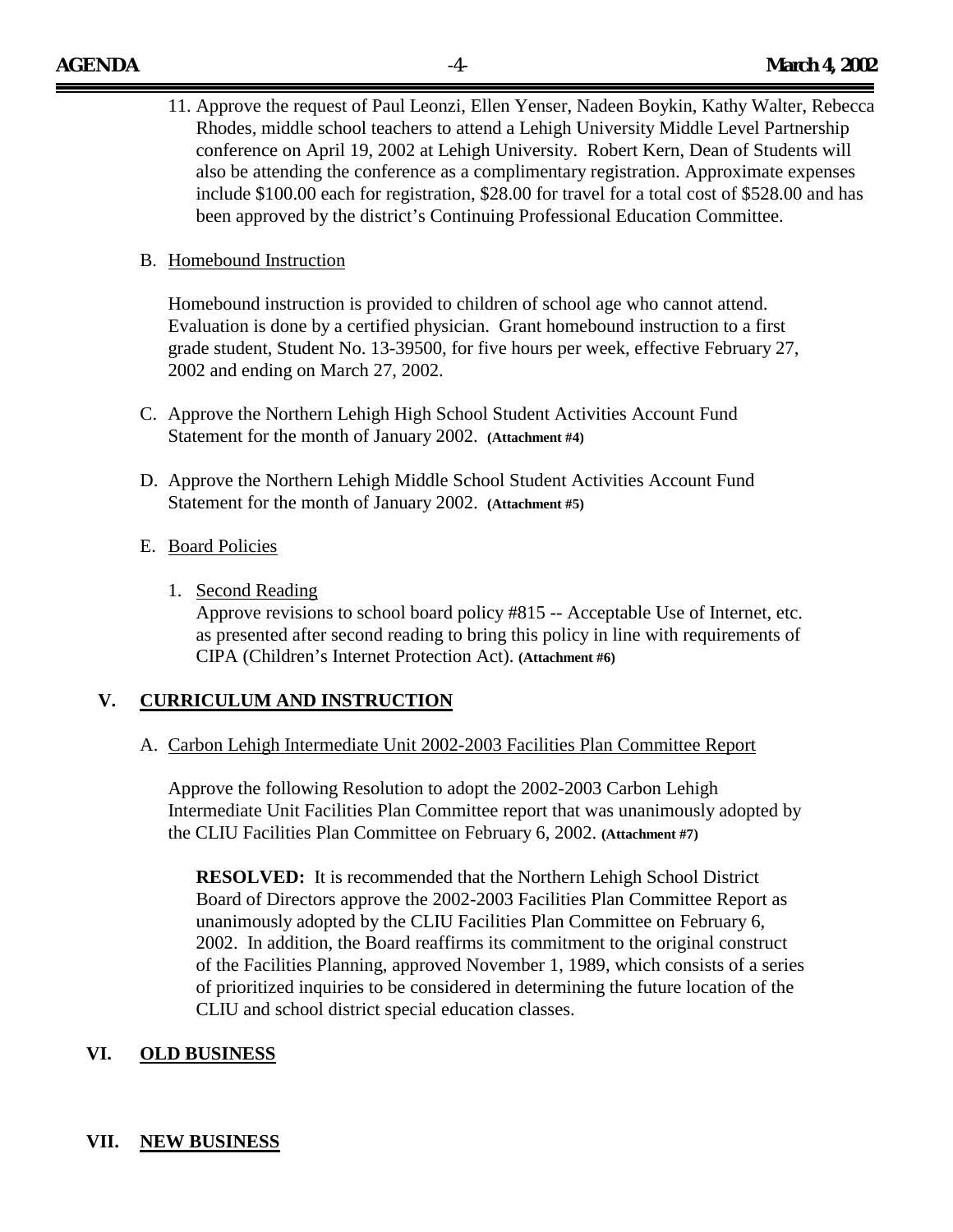11. Approve the request of Paul Leonzi, Ellen Yenser, Nadeen Boykin, Kathy Walter, Rebecca Rhodes, middle school teachers to attend a Lehigh University Middle Level Partnership conference on April 19, 2002 at Lehigh University. Robert Kern, Dean of Students will also be attending the conference as a complimentary registration. Approximate expenses include $100.00 each for registration, $28.00 for travel for a total cost of $528.00 and has been approved by the district's Continuing Professional Education Committee.

B. Homebound Instruction

Homebound instruction is provided to children of school age who cannot attend. Evaluation is done by a certified physician. Grant homebound instruction to a first grade student, Student No. 13-39500, for five hours per week, effective February 27, 2002 and ending on March 27, 2002.

C. Approve the Northern Lehigh High School Student Activities Account Fund Statement for the month of January 2002. **(Attachment #4)**

D. Approve the Northern Lehigh Middle School Student Activities Account Fund Statement for the month of January 2002. **(Attachment #5)**

E. Board Policies

1. Second Reading
   Approve revisions to school board policy #815 -- Acceptable Use of Internet, etc. as presented after second reading to bring this policy in line with requirements of CIPA (Children's Internet Protection Act). **(Attachment #6)**

## V. CURRICULUM AND INSTRUCTION

A. Carbon Lehigh Intermediate Unit 2002-2003 Facilities Plan Committee Report

Approve the following Resolution to adopt the 2002-2003 Carbon Lehigh Intermediate Unit Facilities Plan Committee report that was unanimously adopted by the CLIU Facilities Plan Committee on February 6, 2002. **(Attachment #7)**

**RESOLVED:** It is recommended that the Northern Lehigh School District Board of Directors approve the 2002-2003 Facilities Plan Committee Report as unanimously adopted by the CLIU Facilities Plan Committee on February 6, 2002. In addition, the Board reaffirms its commitment to the original construct of the Facilities Planning, approved November 1, 1989, which consists of a series of prioritized inquiries to be considered in determining the future location of the CLIU and school district special education classes.

## VI. OLD BUSINESS

## VII. NEW BUSINESS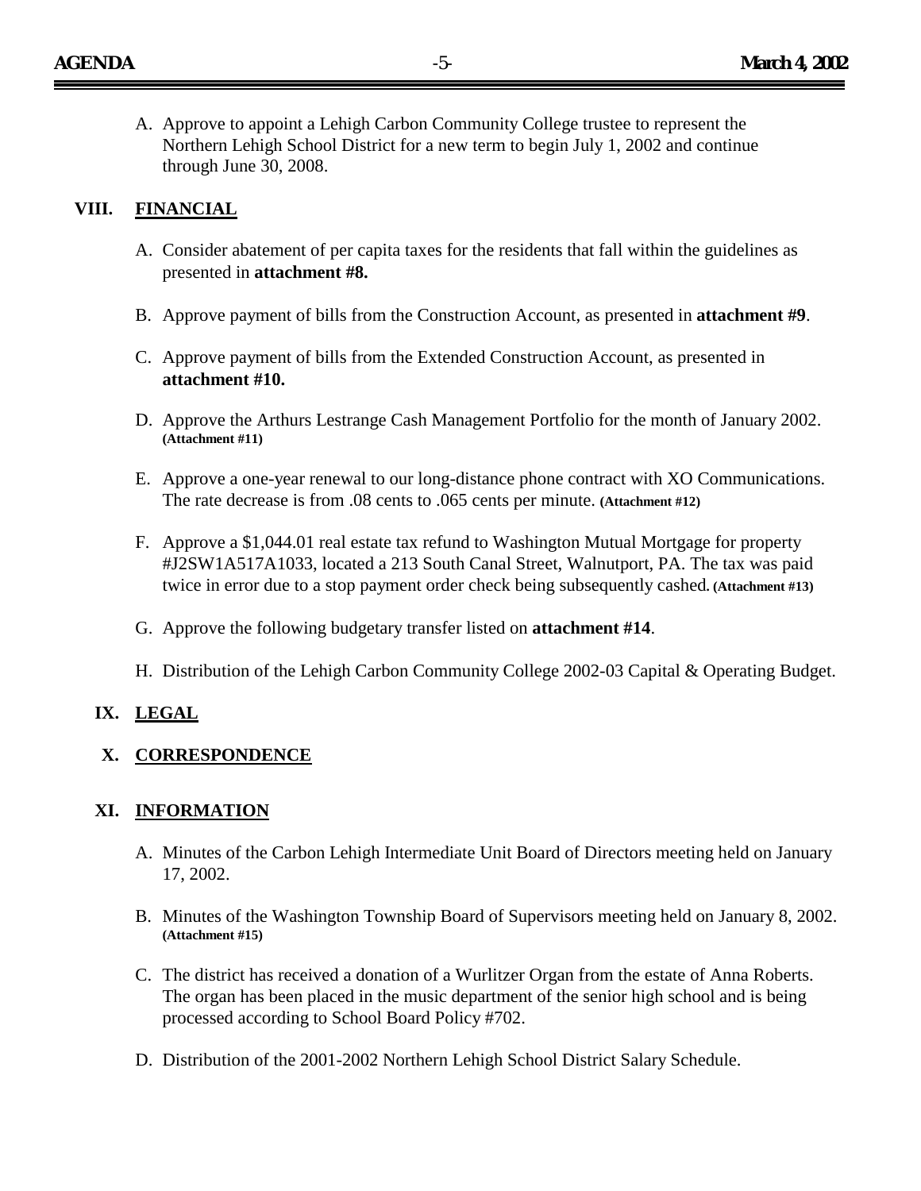A. Approve to appoint a Lehigh Carbon Community College trustee to represent the Northern Lehigh School District for a new term to begin July 1, 2002 and continue through June 30, 2008.

## VIII. FINANCIAL

A. Consider abatement of per capita taxes for the residents that fall within the guidelines as presented in **attachment #8.**

B. Approve payment of bills from the Construction Account, as presented in **attachment #9**.

C. Approve payment of bills from the Extended Construction Account, as presented in **attachment #10.**

D. Approve the Arthurs Lestrange Cash Management Portfolio for the month of January 2002. **(Attachment #11)**

E. Approve a one-year renewal to our long-distance phone contract with XO Communications. The rate decrease is from .08 cents to .065 cents per minute. **(Attachment #12)**

F. Approve a $1,044.01 real estate tax refund to Washington Mutual Mortgage for property #J2SW1A517A1033, located a 213 South Canal Street, Walnutport, PA. The tax was paid twice in error due to a stop payment order check being subsequently cashed. **(Attachment #13)**

G. Approve the following budgetary transfer listed on **attachment #14**.

H. Distribution of the Lehigh Carbon Community College 2002-03 Capital & Operating Budget.

## IX. LEGAL

## X. CORRESPONDENCE

## XI. INFORMATION

A. Minutes of the Carbon Lehigh Intermediate Unit Board of Directors meeting held on January 17, 2002.

B. Minutes of the Washington Township Board of Supervisors meeting held on January 8, 2002. **(Attachment #15)**

C. The district has received a donation of a Wurlitzer Organ from the estate of Anna Roberts. The organ has been placed in the music department of the senior high school and is being processed according to School Board Policy #702.

D. Distribution of the 2001-2002 Northern Lehigh School District Salary Schedule.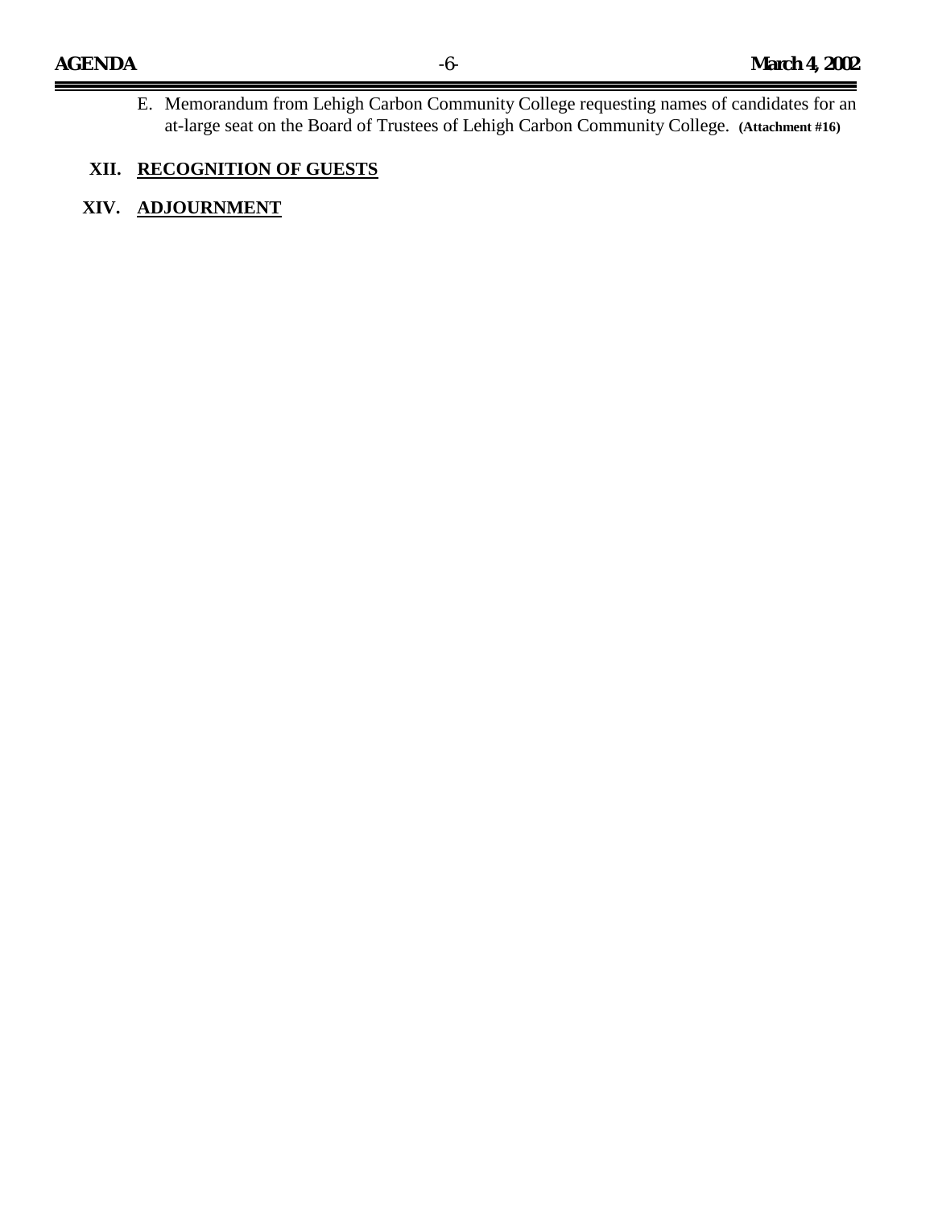E. Memorandum from Lehigh Carbon Community College requesting names of candidates for an at-large seat on the Board of Trustees of Lehigh Carbon Community College. **(Attachment #16)**

## XII. RECOGNITION OF GUESTS

## XIV. ADJOURNMENT